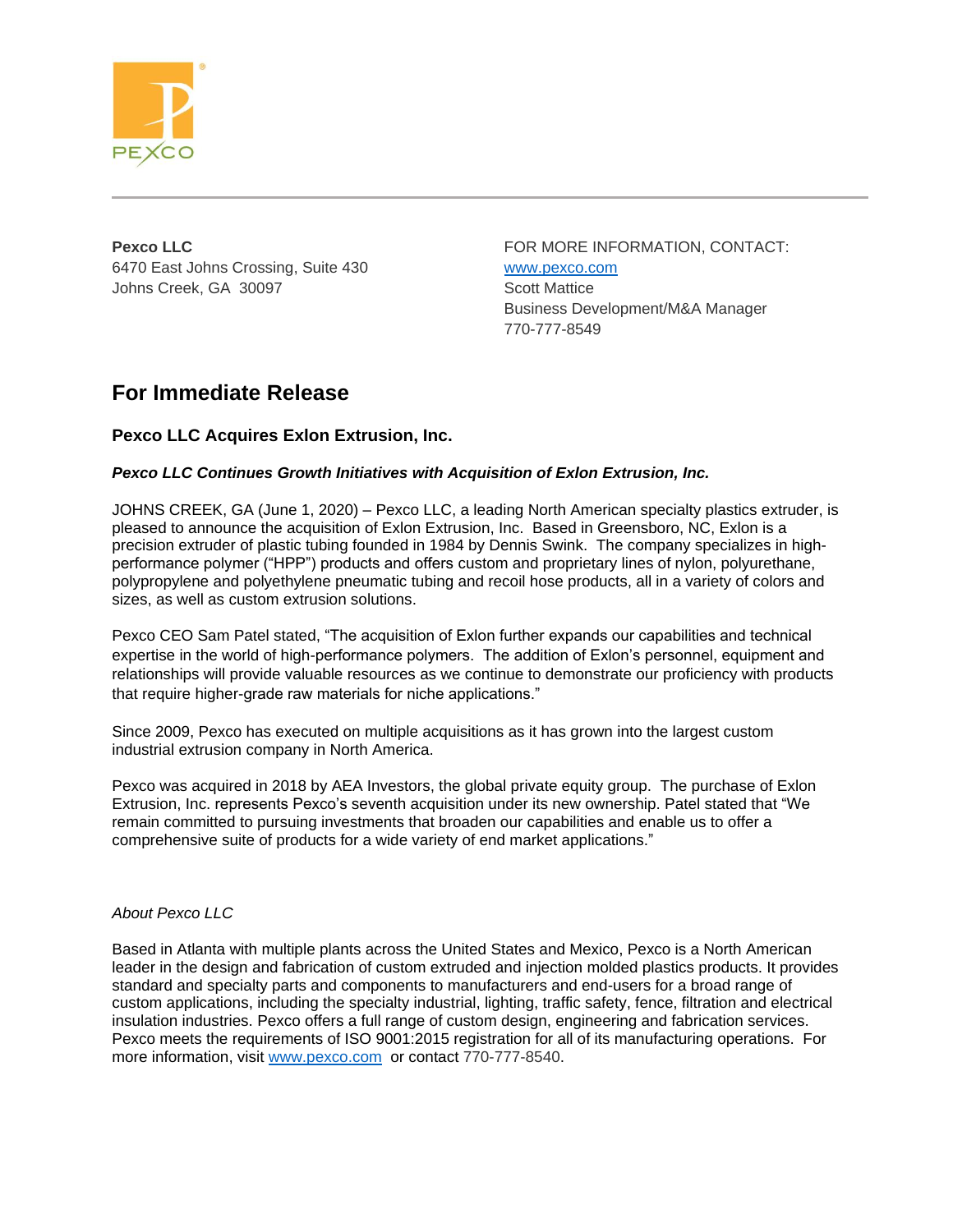**Pexco LLC**
6470 East Johns Crossing, Suite 430
Johns Creek, GA 30097

FOR MORE INFORMATION, CONTACT:
www.pexco.com
Scott Mattice
Business Development/M&A Manager
770-777-8549

## For Immediate Release

### Pexco LLC Acquires Exlon Extrusion, Inc.

***Pexco LLC Continues Growth Initiatives with Acquisition of Exlon Extrusion, Inc.***

JOHNS CREEK, GA (June 1, 2020) – Pexco LLC, a leading North American specialty plastics extruder, is pleased to announce the acquisition of Exlon Extrusion, Inc. Based in Greensboro, NC, Exlon is a precision extruder of plastic tubing founded in 1984 by Dennis Swink. The company specializes in high-performance polymer ("HPP") products and offers custom and proprietary lines of nylon, polyurethane, polypropylene and polyethylene pneumatic tubing and recoil hose products, all in a variety of colors and sizes, as well as custom extrusion solutions.

Pexco CEO Sam Patel stated, "The acquisition of Exlon further expands our capabilities and technical expertise in the world of high-performance polymers. The addition of Exlon's personnel, equipment and relationships will provide valuable resources as we continue to demonstrate our proficiency with products that require higher-grade raw materials for niche applications."

Since 2009, Pexco has executed on multiple acquisitions as it has grown into the largest custom industrial extrusion company in North America.

Pexco was acquired in 2018 by AEA Investors, the global private equity group. The purchase of Exlon Extrusion, Inc. represents Pexco's seventh acquisition under its new ownership. Patel stated that "We remain committed to pursuing investments that broaden our capabilities and enable us to offer a comprehensive suite of products for a wide variety of end market applications."

*About Pexco LLC*

Based in Atlanta with multiple plants across the United States and Mexico, Pexco is a North American leader in the design and fabrication of custom extruded and injection molded plastics products. It provides standard and specialty parts and components to manufacturers and end-users for a broad range of custom applications, including the specialty industrial, lighting, traffic safety, fence, filtration and electrical insulation industries. Pexco offers a full range of custom design, engineering and fabrication services. Pexco meets the requirements of ISO 9001:2015 registration for all of its manufacturing operations. For more information, visit www.pexco.com or contact 770-777-8540.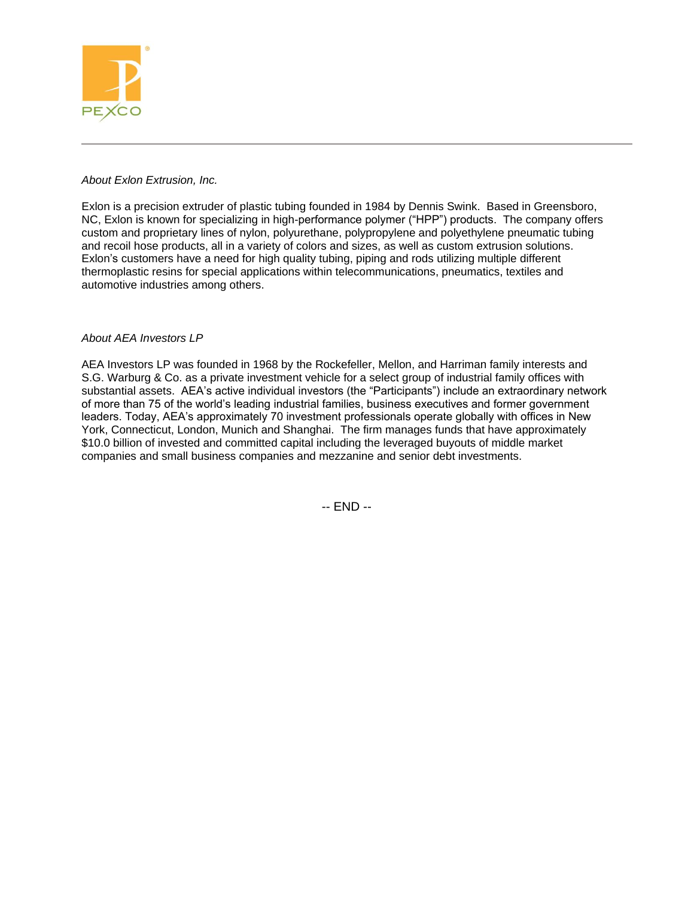*About Exlon Extrusion, Inc.*

Exlon is a precision extruder of plastic tubing founded in 1984 by Dennis Swink. Based in Greensboro, NC, Exlon is known for specializing in high-performance polymer ("HPP") products. The company offers custom and proprietary lines of nylon, polyurethane, polypropylene and polyethylene pneumatic tubing and recoil hose products, all in a variety of colors and sizes, as well as custom extrusion solutions. Exlon's customers have a need for high quality tubing, piping and rods utilizing multiple different thermoplastic resins for special applications within telecommunications, pneumatics, textiles and automotive industries among others.

*About AEA Investors LP*

AEA Investors LP was founded in 1968 by the Rockefeller, Mellon, and Harriman family interests and S.G. Warburg & Co. as a private investment vehicle for a select group of industrial family offices with substantial assets. AEA's active individual investors (the "Participants") include an extraordinary network of more than 75 of the world's leading industrial families, business executives and former government leaders. Today, AEA's approximately 70 investment professionals operate globally with offices in New York, Connecticut, London, Munich and Shanghai. The firm manages funds that have approximately $10.0 billion of invested and committed capital including the leveraged buyouts of middle market companies and small business companies and mezzanine and senior debt investments.

-- END --